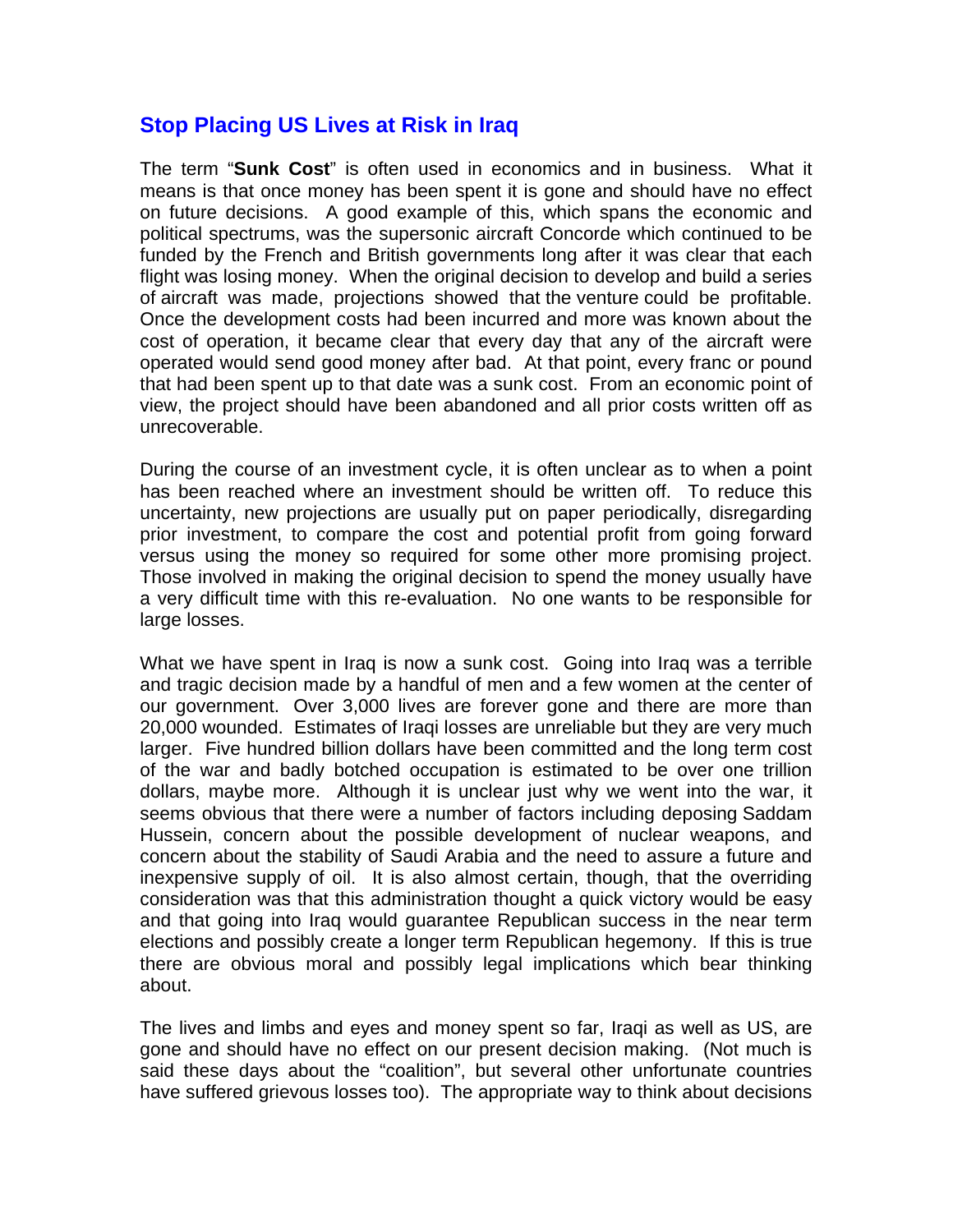# Stop Placing US Lives at Risk in Iraq

The term "**Sunk Cost**" is often used in economics and in business. What it means is that once money has been spent it is gone and should have no effect on future decisions. A good example of this, which spans the economic and political spectrums, was the supersonic aircraft Concorde which continued to be funded by the French and British governments long after it was clear that each flight was losing money. When the original decision to develop and build a series of aircraft was made, projections showed that the venture could be profitable. Once the development costs had been incurred and more was known about the cost of operation, it became clear that every day that any of the aircraft were operated would send good money after bad. At that point, every franc or pound that had been spent up to that date was a sunk cost. From an economic point of view, the project should have been abandoned and all prior costs written off as unrecoverable.

During the course of an investment cycle, it is often unclear as to when a point has been reached where an investment should be written off. To reduce this uncertainty, new projections are usually put on paper periodically, disregarding prior investment, to compare the cost and potential profit from going forward versus using the money so required for some other more promising project. Those involved in making the original decision to spend the money usually have a very difficult time with this re-evaluation. No one wants to be responsible for large losses.

What we have spent in Iraq is now a sunk cost. Going into Iraq was a terrible and tragic decision made by a handful of men and a few women at the center of our government. Over 3,000 lives are forever gone and there are more than 20,000 wounded. Estimates of Iraqi losses are unreliable but they are very much larger. Five hundred billion dollars have been committed and the long term cost of the war and badly botched occupation is estimated to be over one trillion dollars, maybe more. Although it is unclear just why we went into the war, it seems obvious that there were a number of factors including deposing Saddam Hussein, concern about the possible development of nuclear weapons, and concern about the stability of Saudi Arabia and the need to assure a future and inexpensive supply of oil. It is also almost certain, though, that the overriding consideration was that this administration thought a quick victory would be easy and that going into Iraq would guarantee Republican success in the near term elections and possibly create a longer term Republican hegemony. If this is true there are obvious moral and possibly legal implications which bear thinking about.

The lives and limbs and eyes and money spent so far, Iraqi as well as US, are gone and should have no effect on our present decision making. (Not much is said these days about the "coalition", but several other unfortunate countries have suffered grievous losses too). The appropriate way to think about decisions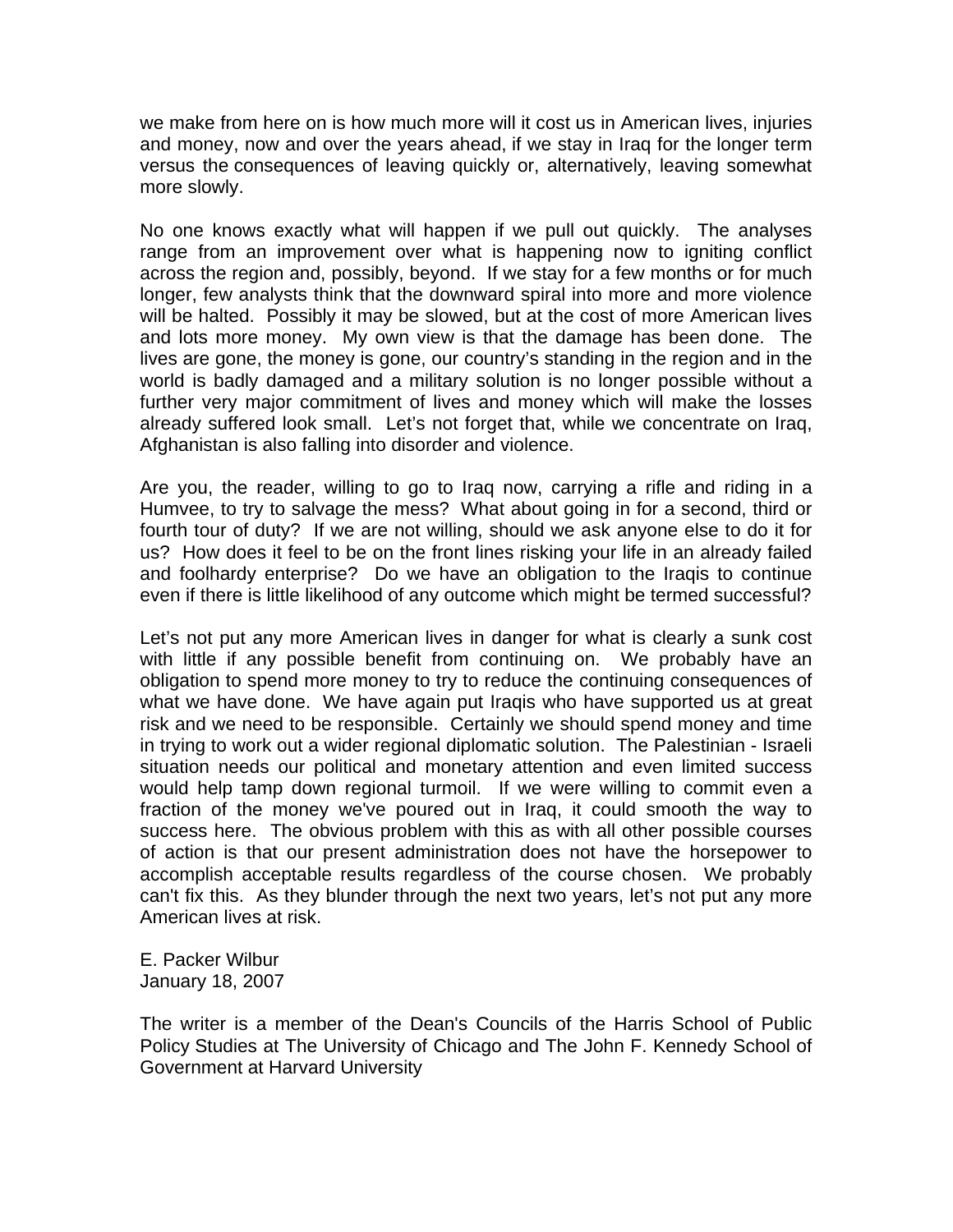we make from here on is how much more will it cost us in American lives, injuries and money, now and over the years ahead, if we stay in Iraq for the longer term versus the consequences of leaving quickly or, alternatively, leaving somewhat more slowly.

No one knows exactly what will happen if we pull out quickly. The analyses range from an improvement over what is happening now to igniting conflict across the region and, possibly, beyond. If we stay for a few months or for much longer, few analysts think that the downward spiral into more and more violence will be halted. Possibly it may be slowed, but at the cost of more American lives and lots more money. My own view is that the damage has been done. The lives are gone, the money is gone, our country's standing in the region and in the world is badly damaged and a military solution is no longer possible without a further very major commitment of lives and money which will make the losses already suffered look small. Let's not forget that, while we concentrate on Iraq, Afghanistan is also falling into disorder and violence.

Are you, the reader, willing to go to Iraq now, carrying a rifle and riding in a Humvee, to try to salvage the mess? What about going in for a second, third or fourth tour of duty? If we are not willing, should we ask anyone else to do it for us? How does it feel to be on the front lines risking your life in an already failed and foolhardy enterprise? Do we have an obligation to the Iraqis to continue even if there is little likelihood of any outcome which might be termed successful?

Let's not put any more American lives in danger for what is clearly a sunk cost with little if any possible benefit from continuing on. We probably have an obligation to spend more money to try to reduce the continuing consequences of what we have done. We have again put Iraqis who have supported us at great risk and we need to be responsible. Certainly we should spend money and time in trying to work out a wider regional diplomatic solution. The Palestinian - Israeli situation needs our political and monetary attention and even limited success would help tamp down regional turmoil. If we were willing to commit even a fraction of the money we've poured out in Iraq, it could smooth the way to success here. The obvious problem with this as with all other possible courses of action is that our present administration does not have the horsepower to accomplish acceptable results regardless of the course chosen. We probably can't fix this. As they blunder through the next two years, let's not put any more American lives at risk.

E. Packer Wilbur
January 18, 2007

The writer is a member of the Dean's Councils of the Harris School of Public Policy Studies at The University of Chicago and The John F. Kennedy School of Government at Harvard University